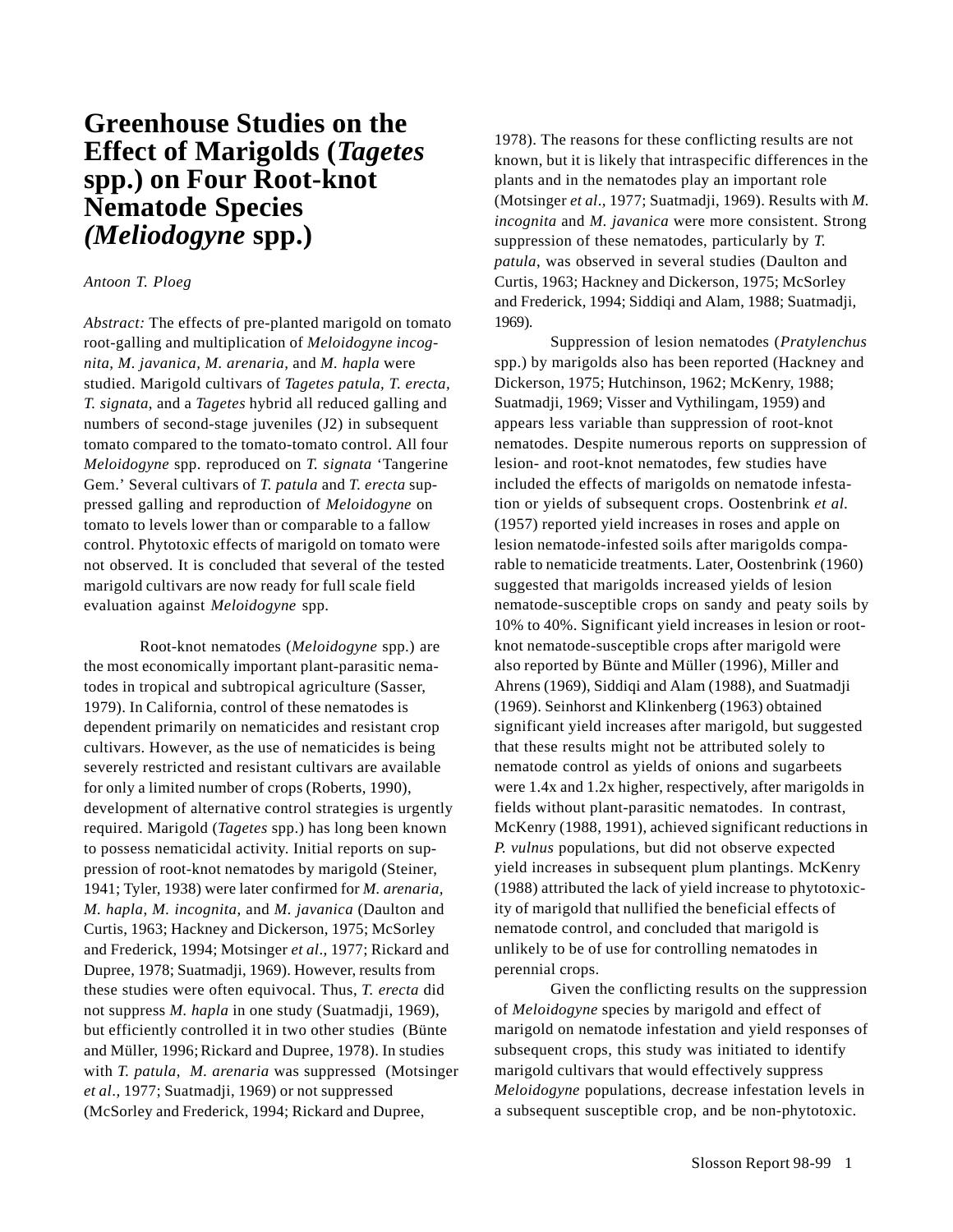# Greenhouse Studies on the Effect of Marigolds (*Tagetes* spp.) on Four Root-knot Nematode Species (*Meliodogyne* spp.)

*Antoon T. Ploeg*

*Abstract:* The effects of pre-planted marigold on tomato root-galling and multiplication of *Meloidogyne incognita*, *M. javanica*, *M. arenaria*, and *M. hapla* were studied. Marigold cultivars of *Tagetes patula*, *T. erecta*, *T. signata*, and a *Tagetes* hybrid all reduced galling and numbers of second-stage juveniles (J2) in subsequent tomato compared to the tomato-tomato control. All four *Meloidogyne* spp. reproduced on *T. signata* 'Tangerine Gem.' Several cultivars of *T. patula* and *T. erecta* suppressed galling and reproduction of *Meloidogyne* on tomato to levels lower than or comparable to a fallow control. Phytotoxic effects of marigold on tomato were not observed. It is concluded that several of the tested marigold cultivars are now ready for full scale field evaluation against *Meloidogyne* spp.

Root-knot nematodes (*Meloidogyne* spp.) are the most economically important plant-parasitic nematodes in tropical and subtropical agriculture (Sasser, 1979). In California, control of these nematodes is dependent primarily on nematicides and resistant crop cultivars. However, as the use of nematicides is being severely restricted and resistant cultivars are available for only a limited number of crops (Roberts, 1990), development of alternative control strategies is urgently required. Marigold (*Tagetes* spp.) has long been known to possess nematicidal activity. Initial reports on suppression of root-knot nematodes by marigold (Steiner, 1941; Tyler, 1938) were later confirmed for *M. arenaria*, *M. hapla*, *M. incognita*, and *M. javanica* (Daulton and Curtis, 1963; Hackney and Dickerson, 1975; McSorley and Frederick, 1994; Motsinger *et al.*, 1977; Rickard and Dupree, 1978; Suatmadji, 1969). However, results from these studies were often equivocal. Thus, *T. erecta* did not suppress *M. hapla* in one study (Suatmadji, 1969), but efficiently controlled it in two other studies (Bünte and Müller, 1996; Rickard and Dupree, 1978). In studies with *T. patula*, *M. arenaria* was suppressed (Motsinger *et al.*, 1977; Suatmadji, 1969) or not suppressed (McSorley and Frederick, 1994; Rickard and Dupree, 1978). The reasons for these conflicting results are not known, but it is likely that intraspecific differences in the plants and in the nematodes play an important role (Motsinger *et al.*, 1977; Suatmadji, 1969). Results with *M. incognita* and *M. javanica* were more consistent. Strong suppression of these nematodes, particularly by *T. patula*, was observed in several studies (Daulton and Curtis, 1963; Hackney and Dickerson, 1975; McSorley and Frederick, 1994; Siddiqi and Alam, 1988; Suatmadji, 1969).

Suppression of lesion nematodes (*Pratylenchus* spp.) by marigolds also has been reported (Hackney and Dickerson, 1975; Hutchinson, 1962; McKenry, 1988; Suatmadji, 1969; Visser and Vythilingam, 1959) and appears less variable than suppression of root-knot nematodes. Despite numerous reports on suppression of lesion- and root-knot nematodes, few studies have included the effects of marigolds on nematode infestation or yields of subsequent crops. Oostenbrink *et al.* (1957) reported yield increases in roses and apple on lesion nematode-infested soils after marigolds comparable to nematicide treatments. Later, Oostenbrink (1960) suggested that marigolds increased yields of lesion nematode-susceptible crops on sandy and peaty soils by 10% to 40%. Significant yield increases in lesion or root-knot nematode-susceptible crops after marigold were also reported by Bünte and Müller (1996), Miller and Ahrens (1969), Siddiqi and Alam (1988), and Suatmadji (1969). Seinhorst and Klinkenberg (1963) obtained significant yield increases after marigold, but suggested that these results might not be attributed solely to nematode control as yields of onions and sugarbeets were 1.4x and 1.2x higher, respectively, after marigolds in fields without plant-parasitic nematodes. In contrast, McKenry (1988, 1991), achieved significant reductions in *P. vulnus* populations, but did not observe expected yield increases in subsequent plum plantings. McKenry (1988) attributed the lack of yield increase to phytotoxicity of marigold that nullified the beneficial effects of nematode control, and concluded that marigold is unlikely to be of use for controlling nematodes in perennial crops.

Given the conflicting results on the suppression of *Meloidogyne* species by marigold and effect of marigold on nematode infestation and yield responses of subsequent crops, this study was initiated to identify marigold cultivars that would effectively suppress *Meloidogyne* populations, decrease infestation levels in a subsequent susceptible crop, and be non-phytotoxic.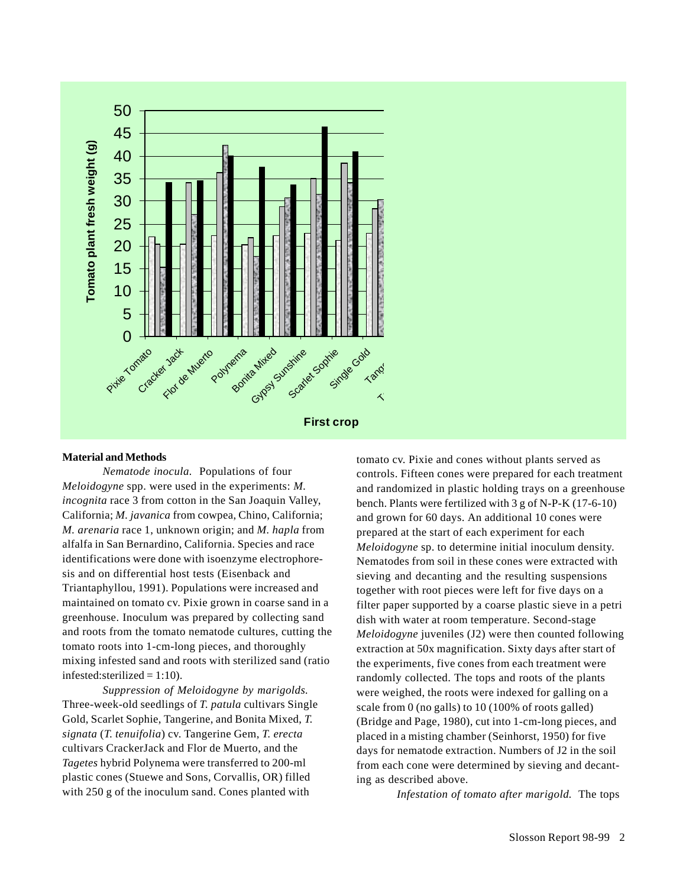### Material and Methods

*Nematode inocula.* Populations of four *Meloidogyne* spp. were used in the experiments: *M. incognita* race 3 from cotton in the San Joaquin Valley, California; *M. javanica* from cowpea, Chino, California; *M. arenaria* race 1, unknown origin; and *M. hapla* from alfalfa in San Bernardino, California. Species and race identifications were done with isoenzyme electrophoresis and on differential host tests (Eisenback and Triantaphyllou, 1991). Populations were increased and maintained on tomato cv. Pixie grown in coarse sand in a greenhouse. Inoculum was prepared by collecting sand and roots from the tomato nematode cultures, cutting the tomato roots into 1-cm-long pieces, and thoroughly mixing infested sand and roots with sterilized sand (ratio infested:sterilized = 1:10).

*Suppression of Meloidogyne by marigolds.* Three-week-old seedlings of *T. patula* cultivars Single Gold, Scarlet Sophie, Tangerine, and Bonita Mixed, *T. signata* (*T. tenuifolia*) cv. Tangerine Gem, *T. erecta* cultivars CrackerJack and Flor de Muerto, and the *Tagetes* hybrid Polynema were transferred to 200-ml plastic cones (Stuewe and Sons, Corvallis, OR) filled with 250 g of the inoculum sand. Cones planted with tomato cv. Pixie and cones without plants served as controls. Fifteen cones were prepared for each treatment and randomized in plastic holding trays on a greenhouse bench. Plants were fertilized with 3 g of N-P-K (17-6-10) and grown for 60 days. An additional 10 cones were prepared at the start of each experiment for each *Meloidogyne* sp. to determine initial inoculum density. Nematodes from soil in these cones were extracted with sieving and decanting and the resulting suspensions together with root pieces were left for five days on a filter paper supported by a coarse plastic sieve in a petri dish with water at room temperature. Second-stage *Meloidogyne* juveniles (J2) were then counted following extraction at 50x magnification. Sixty days after start of the experiments, five cones from each treatment were randomly collected. The tops and roots of the plants were weighed, the roots were indexed for galling on a scale from 0 (no galls) to 10 (100% of roots galled) (Bridge and Page, 1980), cut into 1-cm-long pieces, and placed in a misting chamber (Seinhorst, 1950) for five days for nematode extraction. Numbers of J2 in the soil from each cone were determined by sieving and decanting as described above.

*Infestation of tomato after marigold.* The tops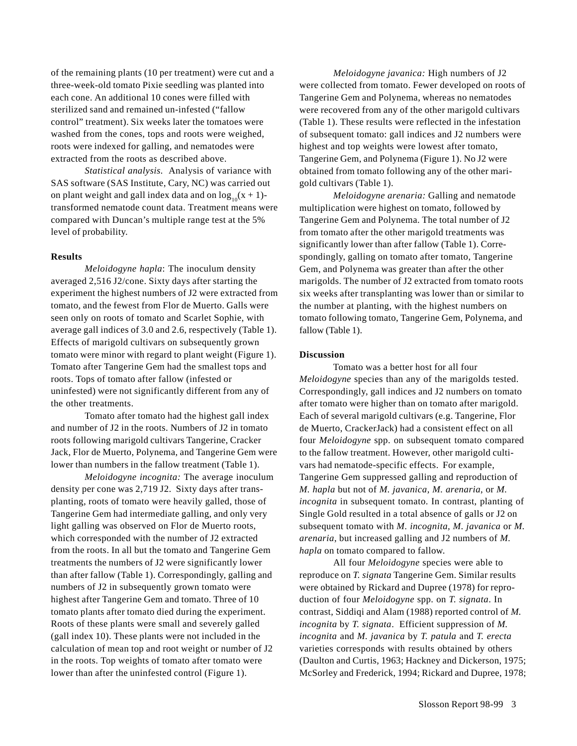of the remaining plants (10 per treatment) were cut and a three-week-old tomato Pixie seedling was planted into each cone. An additional 10 cones were filled with sterilized sand and remained un-infested ("fallow control" treatment). Six weeks later the tomatoes were washed from the cones, tops and roots were weighed, roots were indexed for galling, and nematodes were extracted from the roots as described above.

*Statistical analysis.* Analysis of variance with SAS software (SAS Institute, Cary, NC) was carried out on plant weight and gall index data and on $\log_{10}(x + 1)$-transformed nematode count data. Treatment means were compared with Duncan's multiple range test at the 5% level of probability.

**Results**

*Meloidogyne hapla*: The inoculum density averaged 2,516 J2/cone. Sixty days after starting the experiment the highest numbers of J2 were extracted from tomato, and the fewest from Flor de Muerto. Galls were seen only on roots of tomato and Scarlet Sophie, with average gall indices of 3.0 and 2.6, respectively (Table 1). Effects of marigold cultivars on subsequently grown tomato were minor with regard to plant weight (Figure 1). Tomato after Tangerine Gem had the smallest tops and roots. Tops of tomato after fallow (infested or uninfested) were not significantly different from any of the other treatments.

Tomato after tomato had the highest gall index and number of J2 in the roots. Numbers of J2 in tomato roots following marigold cultivars Tangerine, Cracker Jack, Flor de Muerto, Polynema, and Tangerine Gem were lower than numbers in the fallow treatment (Table 1).

*Meloidogyne incognita:* The average inoculum density per cone was 2,719 J2. Sixty days after transplanting, roots of tomato were heavily galled, those of Tangerine Gem had intermediate galling, and only very light galling was observed on Flor de Muerto roots, which corresponded with the number of J2 extracted from the roots. In all but the tomato and Tangerine Gem treatments the numbers of J2 were significantly lower than after fallow (Table 1). Correspondingly, galling and numbers of J2 in subsequently grown tomato were highest after Tangerine Gem and tomato. Three of 10 tomato plants after tomato died during the experiment. Roots of these plants were small and severely galled (gall index 10). These plants were not included in the calculation of mean top and root weight or number of J2 in the roots. Top weights of tomato after tomato were lower than after the uninfested control (Figure 1).

*Meloidogyne javanica:* High numbers of J2 were collected from tomato. Fewer developed on roots of Tangerine Gem and Polynema, whereas no nematodes were recovered from any of the other marigold cultivars (Table 1). These results were reflected in the infestation of subsequent tomato: gall indices and J2 numbers were highest and top weights were lowest after tomato, Tangerine Gem, and Polynema (Figure 1). No J2 were obtained from tomato following any of the other marigold cultivars (Table 1).

*Meloidogyne arenaria:* Galling and nematode multiplication were highest on tomato, followed by Tangerine Gem and Polynema. The total number of J2 from tomato after the other marigold treatments was significantly lower than after fallow (Table 1). Correspondingly, galling on tomato after tomato, Tangerine Gem, and Polynema was greater than after the other marigolds. The number of J2 extracted from tomato roots six weeks after transplanting was lower than or similar to the number at planting, with the highest numbers on tomato following tomato, Tangerine Gem, Polynema, and fallow (Table 1).

**Discussion**

Tomato was a better host for all four *Meloidogyne* species than any of the marigolds tested. Correspondingly, gall indices and J2 numbers on tomato after tomato were higher than on tomato after marigold. Each of several marigold cultivars (e.g. Tangerine, Flor de Muerto, CrackerJack) had a consistent effect on all four *Meloidogyne* spp. on subsequent tomato compared to the fallow treatment. However, other marigold cultivars had nematode-specific effects. For example, Tangerine Gem suppressed galling and reproduction of *M. hapla* but not of *M. javanica*, *M. arenaria*, or *M. incognita* in subsequent tomato. In contrast, planting of Single Gold resulted in a total absence of galls or J2 on subsequent tomato with *M. incognita*, *M. javanica* or *M. arenaria*, but increased galling and J2 numbers of *M. hapla* on tomato compared to fallow.

All four *Meloidogyne* species were able to reproduce on *T. signata* Tangerine Gem. Similar results were obtained by Rickard and Dupree (1978) for reproduction of four *Meloidogyne* spp. on *T. signata*. In contrast, Siddiqi and Alam (1988) reported control of *M. incognita* by *T. signata*. Efficient suppression of *M. incognita* and *M. javanica* by *T. patula* and *T. erecta* varieties corresponds with results obtained by others (Daulton and Curtis, 1963; Hackney and Dickerson, 1975; McSorley and Frederick, 1994; Rickard and Dupree, 1978;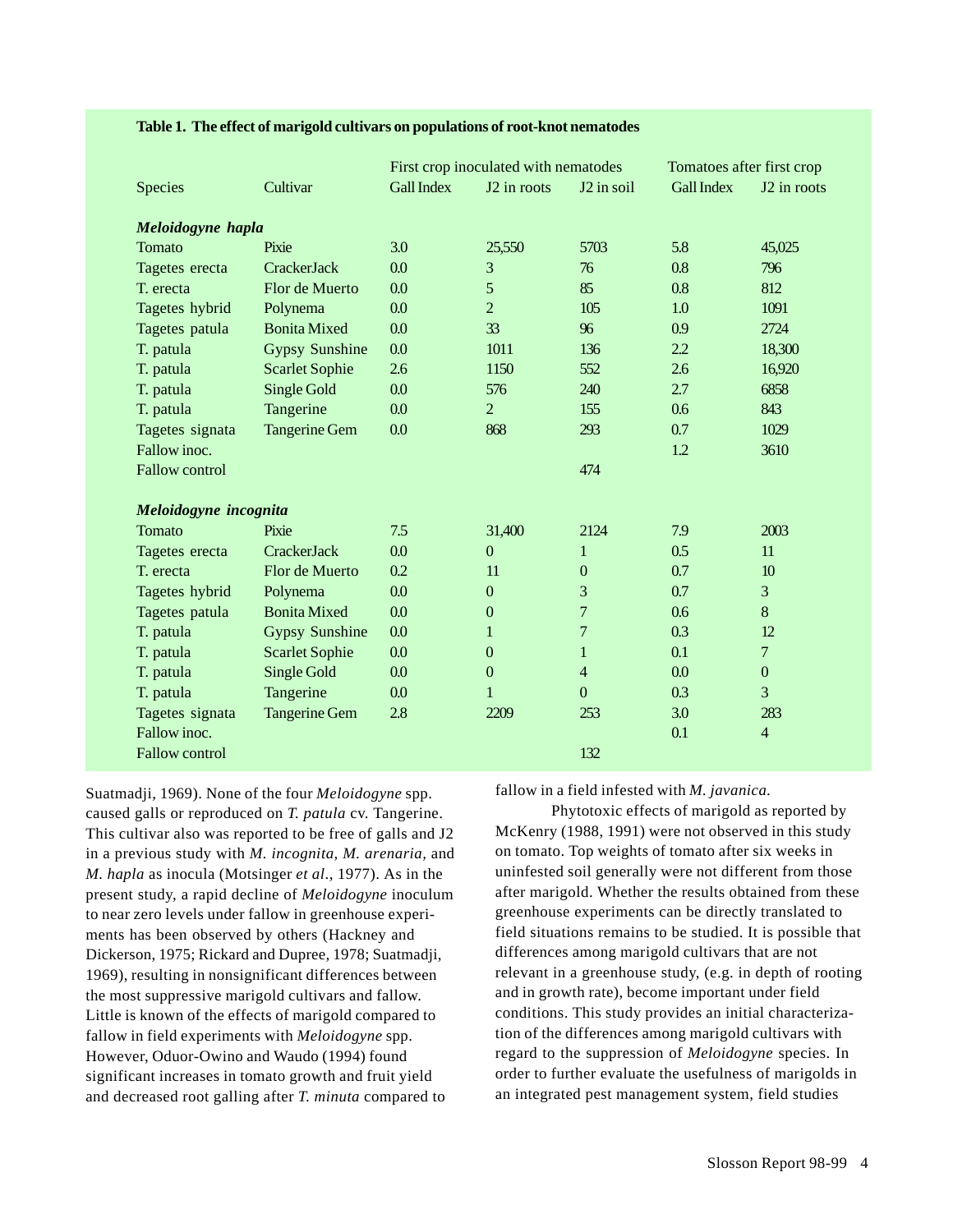**Table 1. The effect of marigold cultivars on populations of root-knot nematodes**

| Species | Cultivar | First crop inoculated with nematodes | | | Tomatoes after first crop | |
|---|---|---|---|---|---|---|
| | | Gall Index | J2 in roots | J2 in soil | Gall Index | J2 in roots |
| ***Meloidogyne hapla*** | | | | | | |
| Tomato | Pixie | 3.0 | 25,550 | 5703 | 5.8 | 45,025 |
| Tagetes erecta | CrackerJack | 0.0 | 3 | 76 | 0.8 | 796 |
| T. erecta | Flor de Muerto | 0.0 | 5 | 85 | 0.8 | 812 |
| Tagetes hybrid | Polynema | 0.0 | 2 | 105 | 1.0 | 1091 |
| Tagetes patula | Bonita Mixed | 0.0 | 33 | 96 | 0.9 | 2724 |
| T. patula | Gypsy Sunshine | 0.0 | 1011 | 136 | 2.2 | 18,300 |
| T. patula | Scarlet Sophie | 2.6 | 1150 | 552 | 2.6 | 16,920 |
| T. patula | Single Gold | 0.0 | 576 | 240 | 2.7 | 6858 |
| T. patula | Tangerine | 0.0 | 2 | 155 | 0.6 | 843 |
| Tagetes signata | Tangerine Gem | 0.0 | 868 | 293 | 0.7 | 1029 |
| Fallow inoc. | | | | | 1.2 | 3610 |
| Fallow control | | | | 474 | | |
| ***Meloidogyne incognita*** | | | | | | |
| Tomato | Pixie | 7.5 | 31,400 | 2124 | 7.9 | 2003 |
| Tagetes erecta | CrackerJack | 0.0 | 0 | 1 | 0.5 | 11 |
| T. erecta | Flor de Muerto | 0.2 | 11 | 0 | 0.7 | 10 |
| Tagetes hybrid | Polynema | 0.0 | 0 | 3 | 0.7 | 3 |
| Tagetes patula | Bonita Mixed | 0.0 | 0 | 7 | 0.6 | 8 |
| T. patula | Gypsy Sunshine | 0.0 | 1 | 7 | 0.3 | 12 |
| T. patula | Scarlet Sophie | 0.0 | 0 | 1 | 0.1 | 7 |
| T. patula | Single Gold | 0.0 | 0 | 4 | 0.0 | 0 |
| T. patula | Tangerine | 0.0 | 1 | 0 | 0.3 | 3 |
| Tagetes signata | Tangerine Gem | 2.8 | 2209 | 253 | 3.0 | 283 |
| Fallow inoc. | | | | | 0.1 | 4 |
| Fallow control | | | | 132 | | |

Suatmadji, 1969). None of the four *Meloidogyne* spp. caused galls or reproduced on *T. patula* cv. Tangerine. This cultivar also was reported to be free of galls and J2 in a previous study with *M. incognita, M. arenaria,* and *M. hapla* as inocula (Motsinger *et al.*, 1977). As in the present study, a rapid decline of *Meloidogyne* inoculum to near zero levels under fallow in greenhouse experiments has been observed by others (Hackney and Dickerson, 1975; Rickard and Dupree, 1978; Suatmadji, 1969), resulting in nonsignificant differences between the most suppressive marigold cultivars and fallow. Little is known of the effects of marigold compared to fallow in field experiments with *Meloidogyne* spp. However, Oduor-Owino and Waudo (1994) found significant increases in tomato growth and fruit yield and decreased root galling after *T. minuta* compared to fallow in a field infested with *M. javanica*.

Phytotoxic effects of marigold as reported by McKenry (1988, 1991) were not observed in this study on tomato. Top weights of tomato after six weeks in uninfested soil generally were not different from those after marigold. Whether the results obtained from these greenhouse experiments can be directly translated to field situations remains to be studied. It is possible that differences among marigold cultivars that are not relevant in a greenhouse study, (e.g. in depth of rooting and in growth rate), become important under field conditions. This study provides an initial characterization of the differences among marigold cultivars with regard to the suppression of *Meloidogyne* species. In order to further evaluate the usefulness of marigolds in an integrated pest management system, field studies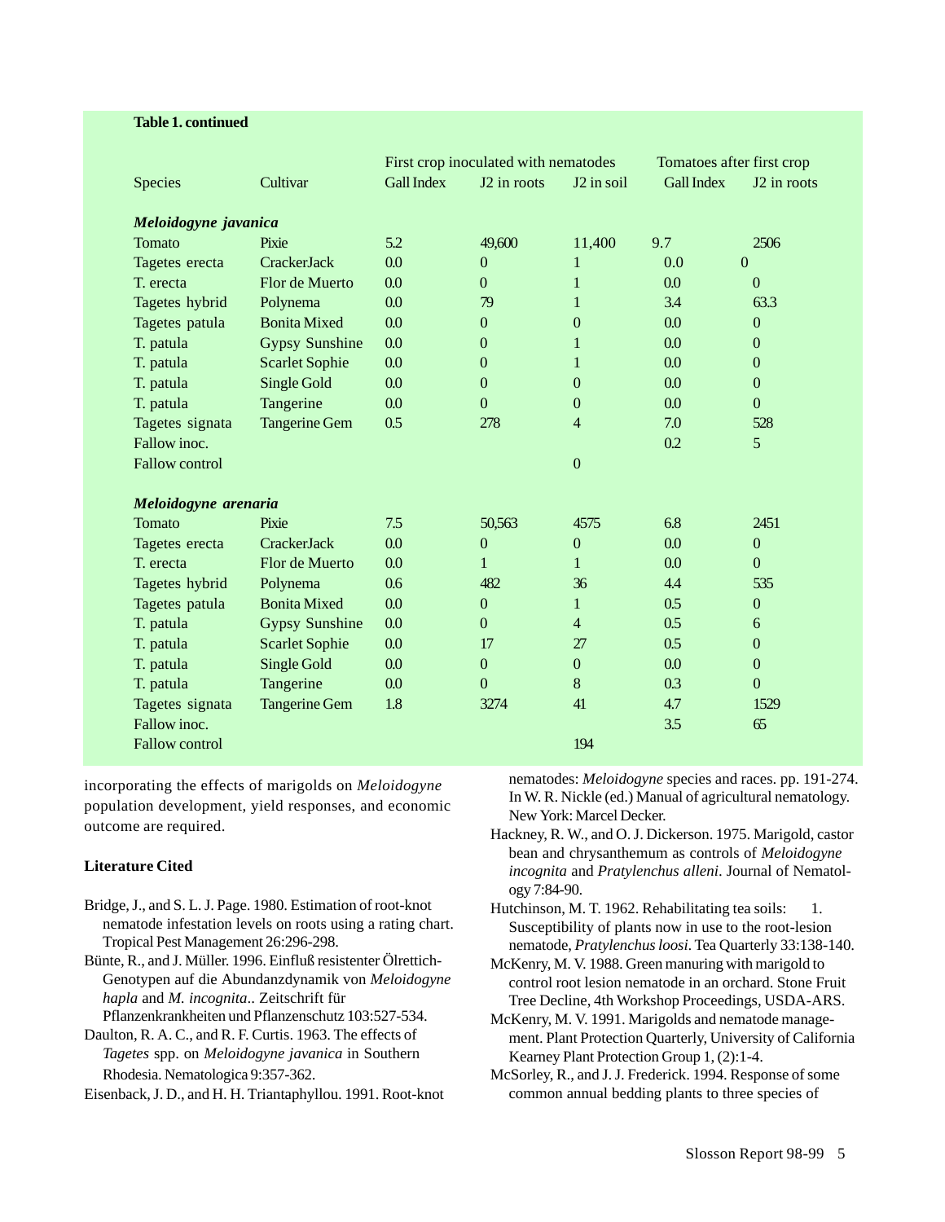**Table 1. continued**

| Species | Cultivar | First crop inoculated with nematodes Gall Index | J2 in roots | J2 in soil | Tomatoes after first crop Gall Index | J2 in roots |
|---|---|---|---|---|---|---|
| ***Meloidogyne javanica*** | | | | | | |
| Tomato | Pixie | 5.2 | 49,600 | 11,400 | 9.7 | 2506 |
| Tagetes erecta | CrackerJack | 0.0 | 0 | 1 | 0.0 | 0 |
| T. erecta | Flor de Muerto | 0.0 | 0 | 1 | 0.0 | 0 |
| Tagetes hybrid | Polynema | 0.0 | 79 | 1 | 3.4 | 63.3 |
| Tagetes patula | Bonita Mixed | 0.0 | 0 | 0 | 0.0 | 0 |
| T. patula | Gypsy Sunshine | 0.0 | 0 | 1 | 0.0 | 0 |
| T. patula | Scarlet Sophie | 0.0 | 0 | 1 | 0.0 | 0 |
| T. patula | Single Gold | 0.0 | 0 | 0 | 0.0 | 0 |
| T. patula | Tangerine | 0.0 | 0 | 0 | 0.0 | 0 |
| Tagetes signata | Tangerine Gem | 0.5 | 278 | 4 | 7.0 | 528 |
| Fallow inoc. | | | | | 0.2 | 5 |
| Fallow control | | | | 0 | | |
| ***Meloidogyne arenaria*** | | | | | | |
| Tomato | Pixie | 7.5 | 50,563 | 4575 | 6.8 | 2451 |
| Tagetes erecta | CrackerJack | 0.0 | 0 | 0 | 0.0 | 0 |
| T. erecta | Flor de Muerto | 0.0 | 1 | 1 | 0.0 | 0 |
| Tagetes hybrid | Polynema | 0.6 | 482 | 36 | 4.4 | 535 |
| Tagetes patula | Bonita Mixed | 0.0 | 0 | 1 | 0.5 | 0 |
| T. patula | Gypsy Sunshine | 0.0 | 0 | 4 | 0.5 | 6 |
| T. patula | Scarlet Sophie | 0.0 | 17 | 27 | 0.5 | 0 |
| T. patula | Single Gold | 0.0 | 0 | 0 | 0.0 | 0 |
| T. patula | Tangerine | 0.0 | 0 | 8 | 0.3 | 0 |
| Tagetes signata | Tangerine Gem | 1.8 | 3274 | 41 | 4.7 | 1529 |
| Fallow inoc. | | | | | 3.5 | 65 |
| Fallow control | | | | 194 | | |

incorporating the effects of marigolds on *Meloidogyne* population development, yield responses, and economic outcome are required.

**Literature Cited**

Bridge, J., and S. L. J. Page. 1980. Estimation of root-knot nematode infestation levels on roots using a rating chart. Tropical Pest Management 26:296-298.

Bünte, R., and J. Müller. 1996. Einfluß resistenter Ölrettich-Genotypen auf die Abundanzdynamik von *Meloidogyne hapla* and *M. incognita*.. Zeitschrift für Pflanzenkrankheiten und Pflanzenschutz 103:527-534.

Daulton, R. A. C., and R. F. Curtis. 1963. The effects of *Tagetes* spp. on *Meloidogyne javanica* in Southern Rhodesia. Nematologica 9:357-362.

Eisenback, J. D., and H. H. Triantaphyllou. 1991. Root-knot nematodes: *Meloidogyne* species and races. pp. 191-274. In W. R. Nickle (ed.) Manual of agricultural nematology. New York: Marcel Decker.

Hackney, R. W., and O. J. Dickerson. 1975. Marigold, castor bean and chrysanthemum as controls of *Meloidogyne incognita* and *Pratylenchus alleni*. Journal of Nematology 7:84-90.

Hutchinson, M. T. 1962. Rehabilitating tea soils: 1. Susceptibility of plants now in use to the root-lesion nematode, *Pratylenchus loosi*. Tea Quarterly 33:138-140.

McKenry, M. V. 1988. Green manuring with marigold to control root lesion nematode in an orchard. Stone Fruit Tree Decline, 4th Workshop Proceedings, USDA-ARS.

McKenry, M. V. 1991. Marigolds and nematode management. Plant Protection Quarterly, University of California Kearney Plant Protection Group 1, (2):1-4.

McSorley, R., and J. J. Frederick. 1994. Response of some common annual bedding plants to three species of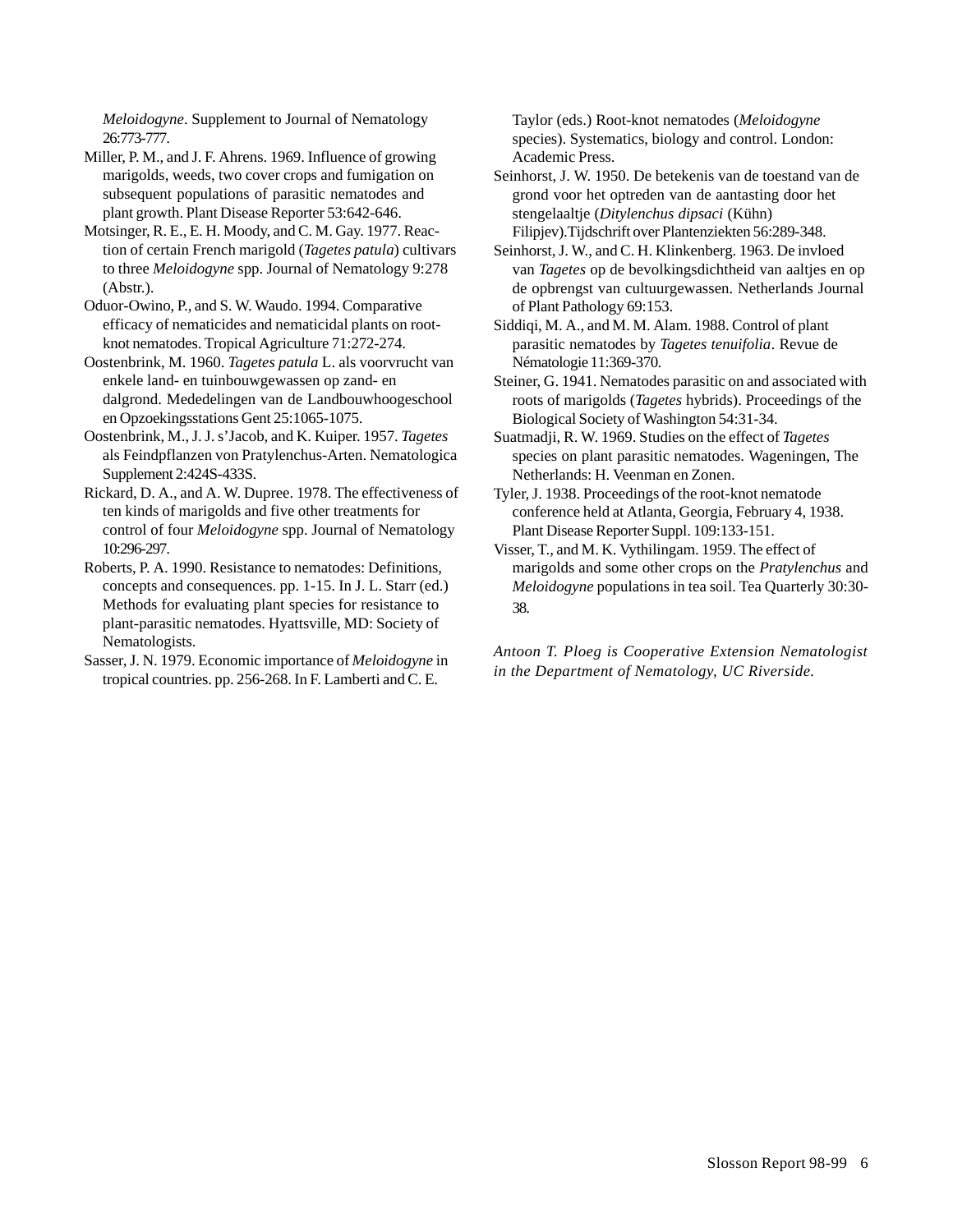*Meloidogyne*. Supplement to Journal of Nematology 26:773-777.

Miller, P. M., and J. F. Ahrens. 1969. Influence of growing marigolds, weeds, two cover crops and fumigation on subsequent populations of parasitic nematodes and plant growth. Plant Disease Reporter 53:642-646.

Motsinger, R. E., E. H. Moody, and C. M. Gay. 1977. Reaction of certain French marigold (*Tagetes patula*) cultivars to three *Meloidogyne* spp. Journal of Nematology 9:278 (Abstr.).

Oduor-Owino, P., and S. W. Waudo. 1994. Comparative efficacy of nematicides and nematicidal plants on root-knot nematodes. Tropical Agriculture 71:272-274.

Oostenbrink, M. 1960. *Tagetes patula* L. als voorvrucht van enkele land- en tuinbouwgewassen op zand- en dalgrond. Mededelingen van de Landbouwhoogeschool en Opzoekingsstations Gent 25:1065-1075.

Oostenbrink, M., J. J. s'Jacob, and K. Kuiper. 1957. *Tagetes* als Feindpflanzen von Pratylenchus-Arten. Nematologica Supplement 2:424S-433S.

Rickard, D. A., and A. W. Dupree. 1978. The effectiveness of ten kinds of marigolds and five other treatments for control of four *Meloidogyne* spp. Journal of Nematology 10:296-297.

Roberts, P. A. 1990. Resistance to nematodes: Definitions, concepts and consequences. pp. 1-15. In J. L. Starr (ed.) Methods for evaluating plant species for resistance to plant-parasitic nematodes. Hyattsville, MD: Society of Nematologists.

Sasser, J. N. 1979. Economic importance of *Meloidogyne* in tropical countries. pp. 256-268. In F. Lamberti and C. E. Taylor (eds.) Root-knot nematodes (*Meloidogyne* species). Systematics, biology and control. London: Academic Press.

Seinhorst, J. W. 1950. De betekenis van de toestand van de grond voor het optreden van de aantasting door het stengelaaltje (*Ditylenchus dipsaci* (Kühn) Filipjev).Tijdschrift over Plantenziekten 56:289-348.

Seinhorst, J. W., and C. H. Klinkenberg. 1963. De invloed van *Tagetes* op de bevolkingsdichtheid van aaltjes en op de opbrengst van cultuurgewassen. Netherlands Journal of Plant Pathology 69:153.

Siddiqi, M. A., and M. M. Alam. 1988. Control of plant parasitic nematodes by *Tagetes tenuifolia*. Revue de Nématologie 11:369-370.

Steiner, G. 1941. Nematodes parasitic on and associated with roots of marigolds (*Tagetes* hybrids). Proceedings of the Biological Society of Washington 54:31-34.

Suatmadji, R. W. 1969. Studies on the effect of *Tagetes* species on plant parasitic nematodes. Wageningen, The Netherlands: H. Veenman en Zonen.

Tyler, J. 1938. Proceedings of the root-knot nematode conference held at Atlanta, Georgia, February 4, 1938. Plant Disease Reporter Suppl. 109:133-151.

Visser, T., and M. K. Vythilingam. 1959. The effect of marigolds and some other crops on the *Pratylenchus* and *Meloidogyne* populations in tea soil. Tea Quarterly 30:30-38.

*Antoon T. Ploeg is Cooperative Extension Nematologist in the Department of Nematology, UC Riverside.*